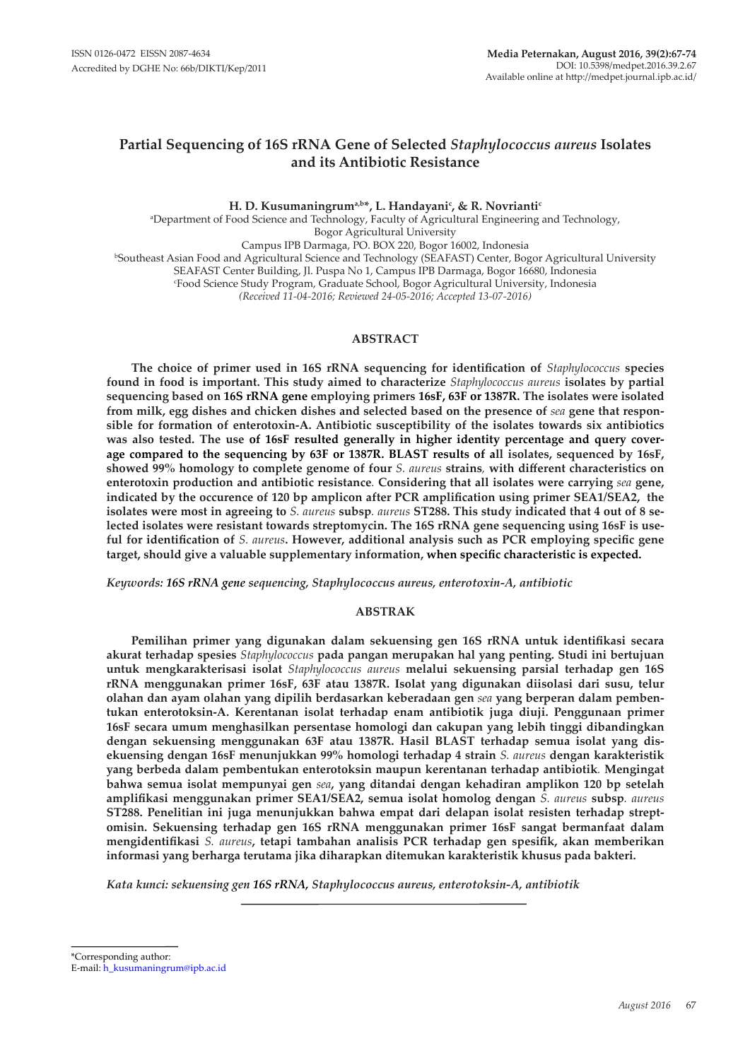ISSN 0126-0472 EISSN 2087-4634
Accredited by DGHE No: 66b/DIKTI/Kep/2011

Media Peternakan, August 2016, 39(2):67-74
DOI: 10.5398/medpet.2016.39.2.67
Available online at http://medpet.journal.ipb.ac.id/

# Partial Sequencing of 16S rRNA Gene of Selected *Staphylococcus aureus* Isolates and its Antibiotic Resistance

**H. D. Kusumaningrum[a,b]*, L. Handayani[c], & R. Novrianti[c]**

[a]Department of Food Science and Technology, Faculty of Agricultural Engineering and Technology, Bogor Agricultural University
Campus IPB Darmaga, PO. BOX 220, Bogor 16002, Indonesia
[b]Southeast Asian Food and Agricultural Science and Technology (SEAFAST) Center, Bogor Agricultural University
SEAFAST Center Building, Jl. Puspa No 1, Campus IPB Darmaga, Bogor 16680, Indonesia
[c]Food Science Study Program, Graduate School, Bogor Agricultural University, Indonesia
*(Received 11-04-2016; Reviewed 24-05-2016; Accepted 13-07-2016)*

## ABSTRACT

**The choice of primer used in 16S rRNA sequencing for identification of *Staphylococcus* species found in food is important. This study aimed to characterize *Staphylococcus aureus* isolates by partial sequencing based on 16S rRNA gene employing primers 16sF, 63F or 1387R. The isolates were isolated from milk, egg dishes and chicken dishes and selected based on the presence of *sea* gene that responsible for formation of enterotoxin-A. Antibiotic susceptibility of the isolates towards six antibiotics was also tested. The use of 16sF resulted generally in higher identity percentage and query coverage compared to the sequencing by 63F or 1387R. BLAST results of all isolates, sequenced by 16sF, showed 99% homology to complete genome of four *S. aureus* strains, with different characteristics on enterotoxin production and antibiotic resistance. Considering that all isolates were carrying *sea* gene, indicated by the occurence of 120 bp amplicon after PCR amplification using primer SEA1/SEA2, the isolates were most in agreeing to *S. aureus* subsp. *aureus* ST288. This study indicated that 4 out of 8 selected isolates were resistant towards streptomycin. The 16S rRNA gene sequencing using 16sF is useful for identification of *S. aureus*. However, additional analysis such as PCR employing specific gene target, should give a valuable supplementary information, when specific characteristic is expected.**

*Keywords: **16S rRNA gene** sequencing, Staphylococcus aureus, enterotoxin-A, antibiotic*

## ABSTRAK

**Pemilihan primer yang digunakan dalam sekuensing gen 16S rRNA untuk identifikasi secara akurat terhadap spesies *Staphylococcus* pada pangan merupakan hal yang penting. Studi ini bertujuan untuk mengkarakterisasi isolat *Staphylococcus aureus* melalui sekuensing parsial terhadap gen 16S rRNA menggunakan primer 16sF, 63F atau 1387R. Isolat yang digunakan diisolasi dari susu, telur olahan dan ayam olahan yang dipilih berdasarkan keberadaan gen *sea* yang berperan dalam pembentukan enterotoksin-A. Kerentanan isolat terhadap enam antibiotik juga diuji. Penggunaan primer 16sF secara umum menghasilkan persentase homologi dan cakupan yang lebih tinggi dibandingkan dengan sekuensing menggunakan 63F atau 1387R. Hasil BLAST terhadap semua isolat yang disekuensing dengan 16sF menunjukkan 99% homologi terhadap 4 strain *S. aureus* dengan karakteristik yang berbeda dalam pembentukan enterotoksin maupun kerentanan terhadap antibiotik. Mengingat bahwa semua isolat mempunyai gen *sea*, yang ditandai dengan kehadiran amplikon 120 bp setelah amplifikasi menggunakan primer SEA1/SEA2, semua isolat homolog dengan *S. aureus* subsp. *aureus* ST288. Penelitian ini juga menunjukkan bahwa empat dari delapan isolat resisten terhadap streptomisin. Sekuensing terhadap gen 16S rRNA menggunakan primer 16sF sangat bermanfaat dalam mengidentifikasi *S. aureus*, tetapi tambahan analisis PCR terhadap gen spesifik, akan memberikan informasi yang berharga terutama jika diharapkan ditemukan karakteristik khusus pada bakteri.**

*Kata kunci: sekuensing gen **16S rRNA**, Staphylococcus aureus, enterotoksin-A, antibiotik*

---

*Corresponding author:
E-mail: h_kusumaningrum@ipb.ac.id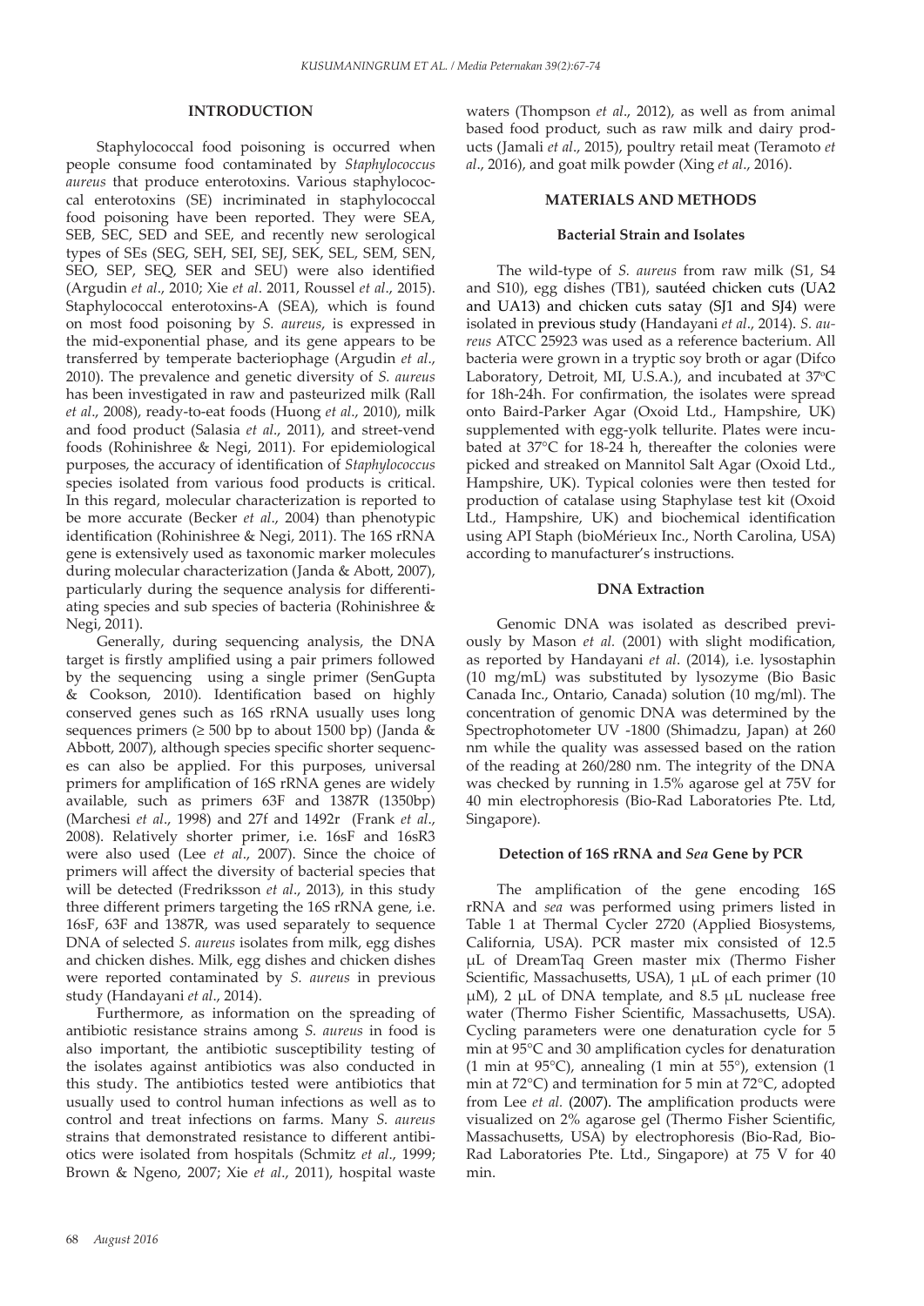## INTRODUCTION

Staphylococcal food poisoning is occurred when people consume food contaminated by *Staphylococcus aureus* that produce enterotoxins. Various staphylococcal enterotoxins (SE) incriminated in staphylococcal food poisoning have been reported. They were SEA, SEB, SEC, SED and SEE, and recently new serological types of SEs (SEG, SEH, SEI, SEJ, SEK, SEL, SEM, SEN, SEO, SEP, SEQ, SER and SEU) were also identified (Argudin *et al*., 2010; Xie *et al*. 2011, Roussel *et al*., 2015). Staphylococcal enterotoxins-A (SEA), which is found on most food poisoning by *S. aureus*, is expressed in the mid-exponential phase, and its gene appears to be transferred by temperate bacteriophage (Argudin *et al*., 2010). The prevalence and genetic diversity of *S. aureus* has been investigated in raw and pasteurized milk (Rall *et al*., 2008), ready-to-eat foods (Huong *et al*., 2010), milk and food product (Salasia *et al*., 2011), and street-vend foods (Rohinishree & Negi, 2011). For epidemiological purposes, the accuracy of identification of *Staphylococcus* species isolated from various food products is critical. In this regard, molecular characterization is reported to be more accurate (Becker *et al*., 2004) than phenotypic identification (Rohinishree & Negi, 2011). The 16S rRNA gene is extensively used as taxonomic marker molecules during molecular characterization (Janda & Abott, 2007), particularly during the sequence analysis for differentiating species and sub species of bacteria (Rohinishree & Negi, 2011).

Generally, during sequencing analysis, the DNA target is firstly amplified using a pair primers followed by the sequencing using a single primer (SenGupta & Cookson, 2010). Identification based on highly conserved genes such as 16S rRNA usually uses long sequences primers (≥ 500 bp to about 1500 bp) (Janda & Abbott, 2007), although species specific shorter sequences can also be applied. For this purposes, universal primers for amplification of 16S rRNA genes are widely available, such as primers 63F and 1387R (1350bp) (Marchesi *et al*., 1998) and 27f and 1492r (Frank *et al*., 2008). Relatively shorter primer, i.e. 16sF and 16sR3 were also used (Lee *et al*., 2007). Since the choice of primers will affect the diversity of bacterial species that will be detected (Fredriksson *et al*., 2013), in this study three different primers targeting the 16S rRNA gene, i.e. 16sF, 63F and 1387R, was used separately to sequence DNA of selected *S. aureus* isolates from milk, egg dishes and chicken dishes. Milk, egg dishes and chicken dishes were reported contaminated by *S. aureus* in previous study (Handayani *et al*., 2014).

Furthermore, as information on the spreading of antibiotic resistance strains among *S. aureus* in food is also important, the antibiotic susceptibility testing of the isolates against antibiotics was also conducted in this study. The antibiotics tested were antibiotics that usually used to control human infections as well as to control and treat infections on farms. Many *S. aureus* strains that demonstrated resistance to different antibiotics were isolated from hospitals (Schmitz *et al*., 1999; Brown & Ngeno, 2007; Xie *et al*., 2011), hospital waste waters (Thompson *et al*., 2012), as well as from animal based food product, such as raw milk and dairy products (Jamali *et al*., 2015), poultry retail meat (Teramoto *et al*., 2016), and goat milk powder (Xing *et al*., 2016).

## MATERIALS AND METHODS

### Bacterial Strain and Isolates

The wild-type of *S. aureus* from raw milk (S1, S4 and S10), egg dishes (TB1), sautéed chicken cuts (UA2 and UA13) and chicken cuts satay (SJ1 and SJ4) were isolated in previous study (Handayani *et al*., 2014). *S. aureus* ATCC 25923 was used as a reference bacterium. All bacteria were grown in a tryptic soy broth or agar (Difco Laboratory, Detroit, MI, U.S.A.), and incubated at 37°C for 18h-24h. For confirmation, the isolates were spread onto Baird-Parker Agar (Oxoid Ltd., Hampshire, UK) supplemented with egg-yolk tellurite. Plates were incubated at 37°C for 18-24 h, thereafter the colonies were picked and streaked on Mannitol Salt Agar (Oxoid Ltd., Hampshire, UK). Typical colonies were then tested for production of catalase using Staphylase test kit (Oxoid Ltd., Hampshire, UK) and biochemical identification using API Staph (bioMérieux Inc., North Carolina, USA) according to manufacturer's instructions.

### DNA Extraction

Genomic DNA was isolated as described previously by Mason *et al.* (2001) with slight modification, as reported by Handayani *et al*. (2014), i.e. lysostaphin (10 mg/mL) was substituted by lysozyme (Bio Basic Canada Inc., Ontario, Canada) solution (10 mg/ml). The concentration of genomic DNA was determined by the Spectrophotometer UV -1800 (Shimadzu, Japan) at 260 nm while the quality was assessed based on the ration of the reading at 260/280 nm. The integrity of the DNA was checked by running in 1.5% agarose gel at 75V for 40 min electrophoresis (Bio-Rad Laboratories Pte. Ltd, Singapore).

### Detection of 16S rRNA and *Sea* Gene by PCR

The amplification of the gene encoding 16S rRNA and *sea* was performed using primers listed in Table 1 at Thermal Cycler 2720 (Applied Biosystems, California, USA). PCR master mix consisted of 12.5 μL of DreamTaq Green master mix (Thermo Fisher Scientific, Massachusetts, USA), 1 μL of each primer (10 μM), 2 μL of DNA template, and 8.5 μL nuclease free water (Thermo Fisher Scientific, Massachusetts, USA). Cycling parameters were one denaturation cycle for 5 min at 95°C and 30 amplification cycles for denaturation (1 min at 95°C), annealing (1 min at 55°), extension (1 min at 72°C) and termination for 5 min at 72°C, adopted from Lee *et al.* (2007). The amplification products were visualized on 2% agarose gel (Thermo Fisher Scientific, Massachusetts, USA) by electrophoresis (Bio-Rad, Bio-Rad Laboratories Pte. Ltd., Singapore) at 75 V for 40 min.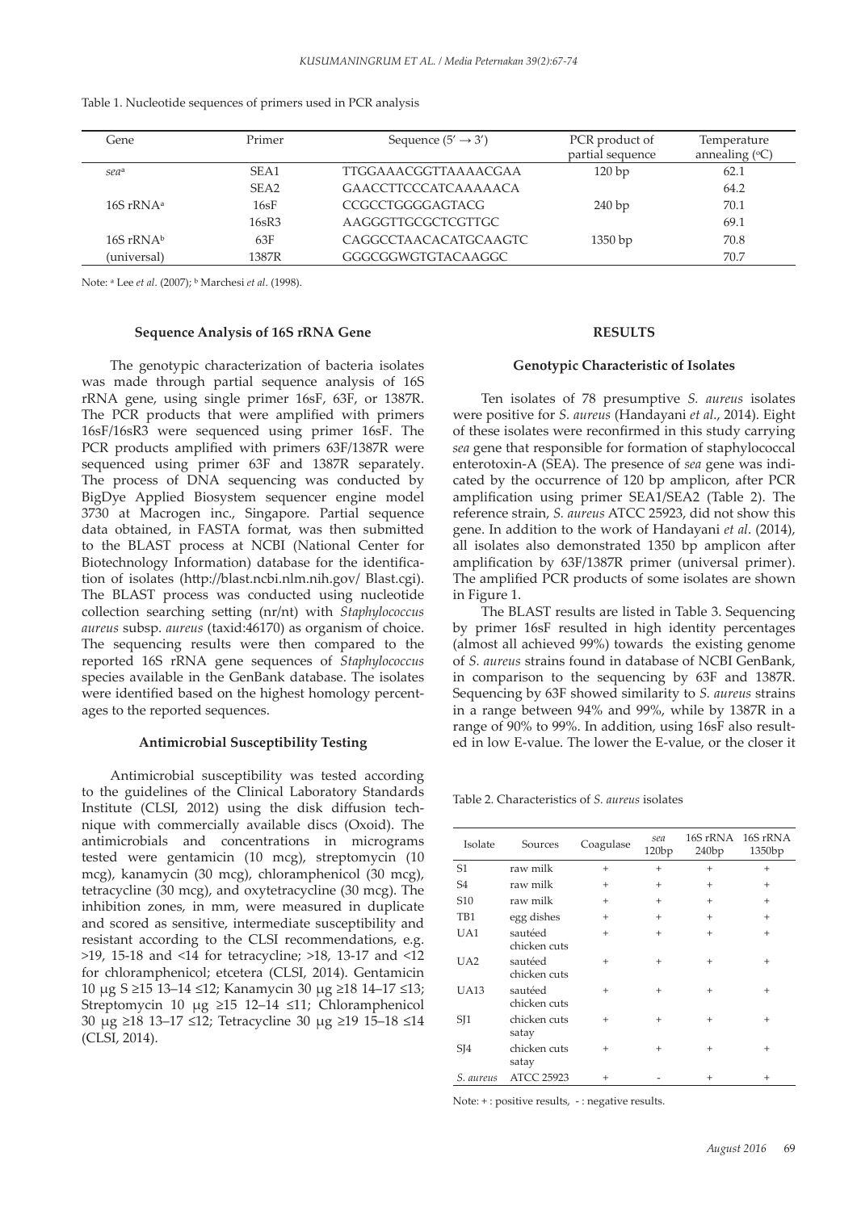Table 1. Nucleotide sequences of primers used in PCR analysis

| Gene | Primer | Sequence (5' → 3') | PCR product of partial sequence | Temperature annealing (ºC) |
|---|---|---|---|---|
| *sea*[a] | SEA1 | TTGGAAACGGTTAAAACGAA | 120 bp | 62.1 |
| | SEA2 | GAACCTTCCCATCAAAAACA | | 64.2 |
| 16S rRNA[a] | 16sF | CCGCCTGGGGAGTACG | 240 bp | 70.1 |
| | 16sR3 | AAGGGTTGCGCTCGTTGC | | 69.1 |
| 16S rRNA[b] (universal) | 63F | CAGGCCTAACACATGCAAGTC | 1350 bp | 70.8 |
| | 1387R | GGGCGGWGTGTACAAGGC | | 70.7 |

Note: [a] Lee *et al*. (2007); [b] Marchesi *et al*. (1998).

### Sequence Analysis of 16S rRNA Gene

The genotypic characterization of bacteria isolates was made through partial sequence analysis of 16S rRNA gene, using single primer 16sF, 63F, or 1387R. The PCR products that were amplified with primers 16sF/16sR3 were sequenced using primer 16sF. The PCR products amplified with primers 63F/1387R were sequenced using primer 63F and 1387R separately. The process of DNA sequencing was conducted by BigDye Applied Biosystem sequencer engine model 3730 at Macrogen inc., Singapore. Partial sequence data obtained, in FASTA format, was then submitted to the BLAST process at NCBI (National Center for Biotechnology Information) database for the identification of isolates (http://blast.ncbi.nlm.nih.gov/ Blast.cgi). The BLAST process was conducted using nucleotide collection searching setting (nr/nt) with *Staphylococcus aureus* subsp. *aureus* (taxid:46170) as organism of choice. The sequencing results were then compared to the reported 16S rRNA gene sequences of *Staphylococcus* species available in the GenBank database. The isolates were identified based on the highest homology percentages to the reported sequences.

### Antimicrobial Susceptibility Testing

Antimicrobial susceptibility was tested according to the guidelines of the Clinical Laboratory Standards Institute (CLSI, 2012) using the disk diffusion technique with commercially available discs (Oxoid). The antimicrobials and concentrations in micrograms tested were gentamicin (10 mcg), streptomycin (10 mcg), kanamycin (30 mcg), chloramphenicol (30 mcg), tetracycline (30 mcg), and oxytetracycline (30 mcg). The inhibition zones, in mm, were measured in duplicate and scored as sensitive, intermediate susceptibility and resistant according to the CLSI recommendations, e.g. >19, 15-18 and <14 for tetracycline; >18, 13-17 and <12 for chloramphenicol; etcetera (CLSI, 2014). Gentamicin 10 μg S ≥15 13–14 ≤12; Kanamycin 30 μg ≥18 14–17 ≤13; Streptomycin 10 μg ≥15 12–14 ≤11; Chloramphenicol 30 μg ≥18 13–17 ≤12; Tetracycline 30 μg ≥19 15–18 ≤14 (CLSI, 2014).

## RESULTS

### Genotypic Characteristic of Isolates

Ten isolates of 78 presumptive *S. aureus* isolates were positive for *S. aureus* (Handayani *et al*., 2014). Eight of these isolates were reconfirmed in this study carrying *sea* gene that responsible for formation of staphylococcal enterotoxin-A (SEA). The presence of *sea* gene was indicated by the occurrence of 120 bp amplicon, after PCR amplification using primer SEA1/SEA2 (Table 2). The reference strain, *S. aureus* ATCC 25923, did not show this gene. In addition to the work of Handayani *et al*. (2014), all isolates also demonstrated 1350 bp amplicon after amplification by 63F/1387R primer (universal primer). The amplified PCR products of some isolates are shown in Figure 1.

The BLAST results are listed in Table 3. Sequencing by primer 16sF resulted in high identity percentages (almost all achieved 99%) towards the existing genome of *S. aureus* strains found in database of NCBI GenBank, in comparison to the sequencing by 63F and 1387R. Sequencing by 63F showed similarity to *S. aureus* strains in a range between 94% and 99%, while by 1387R in a range of 90% to 99%. In addition, using 16sF also resulted in low E-value. The lower the E-value, or the closer it

Table 2. Characteristics of *S. aureus* isolates

| Isolate | Sources | Coagulase | *sea* 120bp | 16S rRNA 240bp | 16S rRNA 1350bp |
|---|---|---|---|---|---|
| S1 | raw milk | + | + | + | + |
| S4 | raw milk | + | + | + | + |
| S10 | raw milk | + | + | + | + |
| TB1 | egg dishes | + | + | + | + |
| UA1 | sautéed chicken cuts | + | + | + | + |
| UA2 | sautéed chicken cuts | + | + | + | + |
| UA13 | sautéed chicken cuts | + | + | + | + |
| SJ1 | chicken cuts satay | + | + | + | + |
| SJ4 | chicken cuts satay | + | + | + | + |
| *S. aureus* | ATCC 25923 | + | - | + | + |

Note: + : positive results, - : negative results.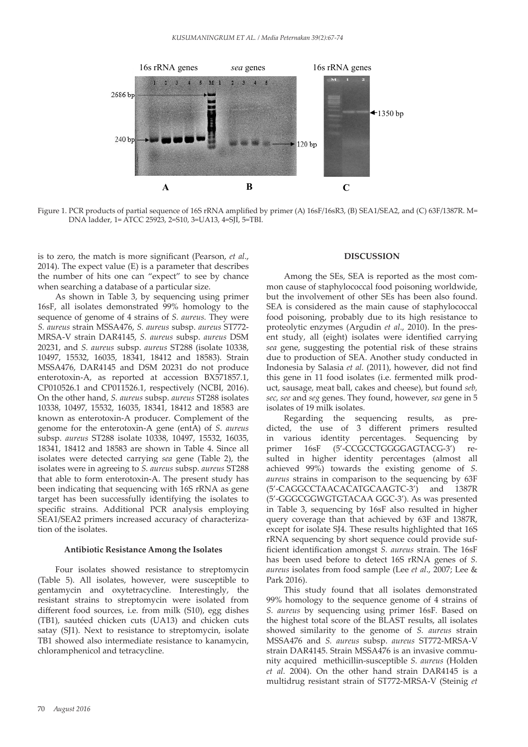Figure 1. PCR products of partial sequence of 16S rRNA amplified by primer (A) 16sF/16sR3, (B) SEA1/SEA2, and (C) 63F/1387R. M= DNA ladder, 1= ATCC 25923, 2=S10, 3=UA13, 4=SJI, 5=TBI.

is to zero, the match is more significant (Pearson, *et al*., 2014). The expect value (E) is a parameter that describes the number of hits one can "expect" to see by chance when searching a database of a particular size.

As shown in Table 3, by sequencing using primer 16sF, all isolates demonstrated 99% homology to the sequence of genome of 4 strains of *S. aureus.* They were *S. aureus* strain MSSA476, *S. aureus* subsp. *aureus* ST772-MRSA-V strain DAR4145, *S. aureus* subsp. *aureus* DSM 20231, and *S. aureus* subsp. *aureus* ST288 (isolate 10338, 10497, 15532, 16035, 18341, 18412 and 18583). Strain MSSA476, DAR4145 and DSM 20231 do not produce enterotoxin-A, as reported at accession BX571857.1, CP010526.1 and CP011526.1, respectively (NCBI, 2016). On the other hand, *S. aureus* subsp. *aureus* ST288 isolates 10338, 10497, 15532, 16035, 18341, 18412 and 18583 are known as enterotoxin-A producer. Complement of the genome for the enterotoxin-A gene (entA) of *S. aureus* subsp. *aureus* ST288 isolate 10338, 10497, 15532, 16035, 18341, 18412 and 18583 are shown in Table 4. Since all isolates were detected carrying *sea* gene (Table 2), the isolates were in agreeing to *S. aureus* subsp. *aureus* ST288 that able to form enterotoxin-A. The present study has been indicating that sequencing with 16S rRNA as gene target has been successfully identifying the isolates to specific strains. Additional PCR analysis employing SEA1/SEA2 primers increased accuracy of characterization of the isolates.

### Antibiotic Resistance Among the Isolates

Four isolates showed resistance to streptomycin (Table 5). All isolates, however, were susceptible to gentamycin and oxytetracycline. Interestingly, the resistant strains to streptomycin were isolated from different food sources, i.e. from milk (S10), egg dishes (TB1), sautéed chicken cuts (UA13) and chicken cuts satay (SJ1). Next to resistance to streptomycin, isolate TB1 showed also intermediate resistance to kanamycin, chloramphenicol and tetracycline.

## DISCUSSION

Among the SEs, SEA is reported as the most common cause of staphylococcal food poisoning worldwide, but the involvement of other SEs has been also found. SEA is considered as the main cause of staphylococcal food poisoning, probably due to its high resistance to proteolytic enzymes (Argudin *et al*., 2010). In the present study, all (eight) isolates were identified carrying *sea* gene, suggesting the potential risk of these strains due to production of SEA. Another study conducted in Indonesia by Salasia *et al.* (2011), however, did not find this gene in 11 food isolates (i.e. fermented milk product, sausage, meat ball, cakes and cheese), but found *seb, sec, see* and *seg* genes. They found, however, *sea* gene in 5 isolates of 19 milk isolates.

Regarding the sequencing results, as predicted, the use of 3 different primers resulted in various identity percentages. Sequencing by primer 16sF (5'-CCGCCTGGGGAGTACG-3') resulted in higher identity percentages (almost all achieved 99%) towards the existing genome of *S. aureus* strains in comparison to the sequencing by 63F (5'-CAGGCCTAACACATGCAAGTC-3') and 1387R (5'-GGGCGGWGTGTACAA GGC-3'). As was presented in Table 3, sequencing by 16sF also resulted in higher query coverage than that achieved by 63F and 1387R, except for isolate SJ4. These results highlighted that 16S rRNA sequencing by short sequence could provide sufficient identification amongst *S. aureus* strain. The 16sF has been used before to detect 16S rRNA genes of *S. aureus* isolates from food sample (Lee *et al*., 2007; Lee & Park 2016).

This study found that all isolates demonstrated 99% homology to the sequence genome of 4 strains of *S. aureus* by sequencing using primer 16sF. Based on the highest total score of the BLAST results, all isolates showed similarity to the genome of *S. aureus* strain MSSA476 and *S. aureus* subsp. *aureus* ST772-MRSA-V strain DAR4145. Strain MSSA476 is an invasive community acquired methicillin-susceptible *S. aureus* (Holden *et al.* 2004). On the other hand strain DAR4145 is a multidrug resistant strain of ST772-MRSA-V (Steinig *et*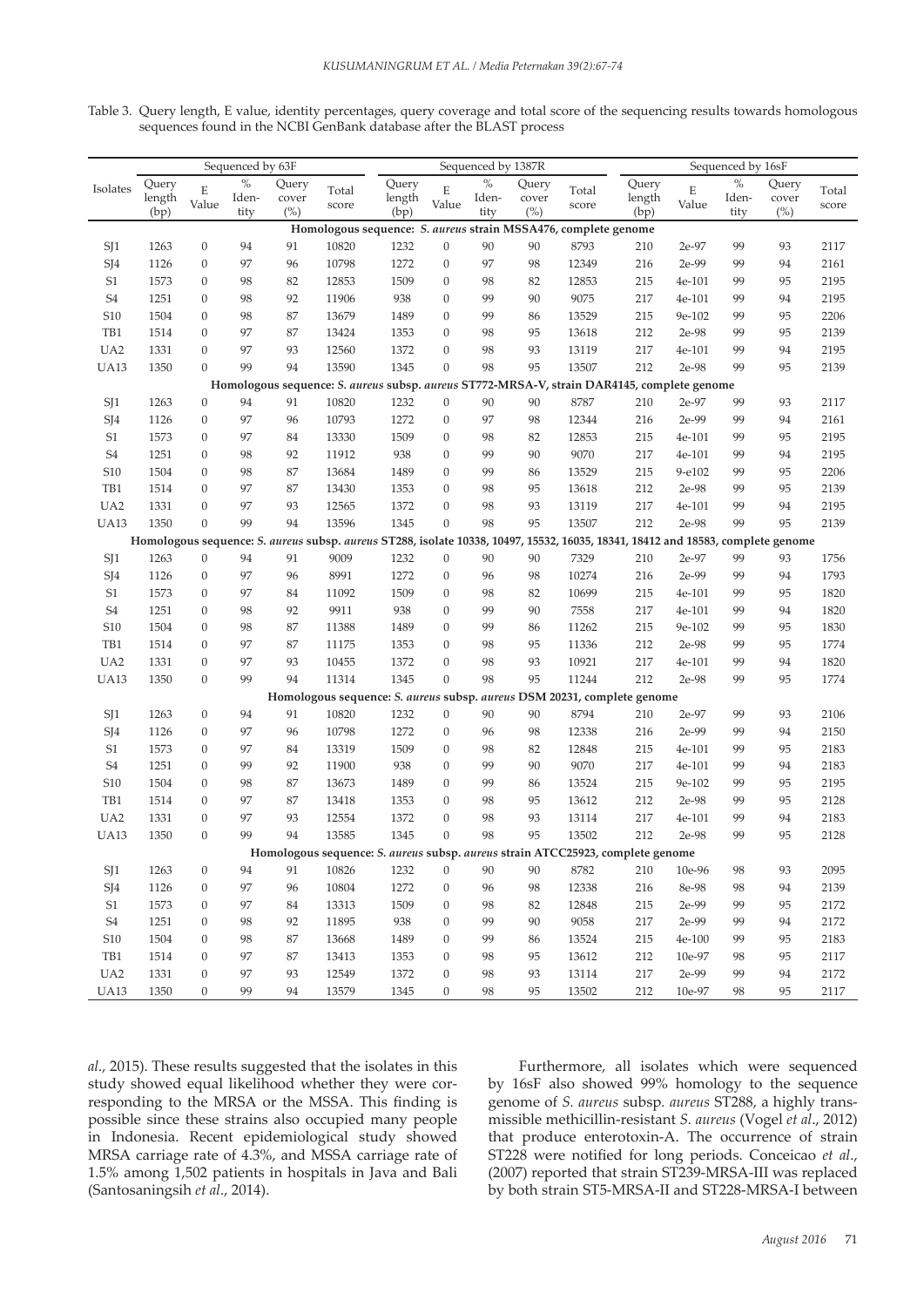Table 3. Query length, E value, identity percentages, query coverage and total score of the sequencing results towards homologous sequences found in the NCBI GenBank database after the BLAST process

| Isolates | Sequenced by 63F | | | | | Sequenced by 1387R | | | | | Sequenced by 16sF | | | | |
|---|---|---|---|---|---|---|---|---|---|---|---|---|---|---|---|
| | Query length (bp) | E Value | % Identity | Query cover (%) | Total score | Query length (bp) | E Value | % Identity | Query cover (%) | Total score | Query length (bp) | E Value | % Identity | Query cover (%) | Total score |
| **Homologous sequence: *S. aureus* strain MSSA476, complete genome** | | | | | | | | | | | | | | | |
| SJ1 | 1263 | 0 | 94 | 91 | 10820 | 1232 | 0 | 90 | 90 | 8793 | 210 | 2e-97 | 99 | 93 | 2117 |
| SJ4 | 1126 | 0 | 97 | 96 | 10798 | 1272 | 0 | 97 | 98 | 12349 | 216 | 2e-99 | 99 | 94 | 2161 |
| S1 | 1573 | 0 | 98 | 82 | 12853 | 1509 | 0 | 98 | 82 | 12853 | 215 | 4e-101 | 99 | 95 | 2195 |
| S4 | 1251 | 0 | 98 | 92 | 11906 | 938 | 0 | 99 | 90 | 9075 | 217 | 4e-101 | 99 | 94 | 2195 |
| S10 | 1504 | 0 | 98 | 87 | 13679 | 1489 | 0 | 99 | 86 | 13529 | 215 | 9e-102 | 99 | 95 | 2206 |
| TB1 | 1514 | 0 | 97 | 87 | 13424 | 1353 | 0 | 98 | 95 | 13618 | 212 | 2e-98 | 99 | 95 | 2139 |
| UA2 | 1331 | 0 | 97 | 93 | 12560 | 1372 | 0 | 98 | 93 | 13119 | 217 | 4e-101 | 99 | 94 | 2195 |
| UA13 | 1350 | 0 | 99 | 94 | 13590 | 1345 | 0 | 98 | 95 | 13507 | 212 | 2e-98 | 99 | 95 | 2139 |
| **Homologous sequence: *S. aureus* subsp. *aureus* ST772-MRSA-V, strain DAR4145, complete genome** | | | | | | | | | | | | | | | |
| SJ1 | 1263 | 0 | 94 | 91 | 10820 | 1232 | 0 | 90 | 90 | 8787 | 210 | 2e-97 | 99 | 93 | 2117 |
| SJ4 | 1126 | 0 | 97 | 96 | 10793 | 1272 | 0 | 97 | 98 | 12344 | 216 | 2e-99 | 99 | 94 | 2161 |
| S1 | 1573 | 0 | 97 | 84 | 13330 | 1509 | 0 | 98 | 82 | 12853 | 215 | 4e-101 | 99 | 95 | 2195 |
| S4 | 1251 | 0 | 98 | 92 | 11912 | 938 | 0 | 99 | 90 | 9070 | 217 | 4e-101 | 99 | 94 | 2195 |
| S10 | 1504 | 0 | 98 | 87 | 13684 | 1489 | 0 | 99 | 86 | 13529 | 215 | 9-e102 | 99 | 95 | 2206 |
| TB1 | 1514 | 0 | 97 | 87 | 13430 | 1353 | 0 | 98 | 95 | 13618 | 212 | 2e-98 | 99 | 95 | 2139 |
| UA2 | 1331 | 0 | 97 | 93 | 12565 | 1372 | 0 | 98 | 93 | 13119 | 217 | 4e-101 | 99 | 94 | 2195 |
| UA13 | 1350 | 0 | 99 | 94 | 13596 | 1345 | 0 | 98 | 95 | 13507 | 212 | 2e-98 | 99 | 95 | 2139 |
| **Homologous sequence: *S. aureus* subsp. *aureus* ST288, isolate 10338, 10497, 15532, 16035, 18341, 18412 and 18583, complete genome** | | | | | | | | | | | | | | | |
| SJ1 | 1263 | 0 | 94 | 91 | 9009 | 1232 | 0 | 90 | 90 | 7329 | 210 | 2e-97 | 99 | 93 | 1756 |
| SJ4 | 1126 | 0 | 97 | 96 | 8991 | 1272 | 0 | 96 | 98 | 10274 | 216 | 2e-99 | 99 | 94 | 1793 |
| S1 | 1573 | 0 | 97 | 84 | 11092 | 1509 | 0 | 98 | 82 | 10699 | 215 | 4e-101 | 99 | 95 | 1820 |
| S4 | 1251 | 0 | 98 | 92 | 9911 | 938 | 0 | 99 | 90 | 7558 | 217 | 4e-101 | 99 | 94 | 1820 |
| S10 | 1504 | 0 | 98 | 87 | 11388 | 1489 | 0 | 99 | 86 | 11262 | 215 | 9e-102 | 99 | 95 | 1830 |
| TB1 | 1514 | 0 | 97 | 87 | 11175 | 1353 | 0 | 98 | 95 | 11336 | 212 | 2e-98 | 99 | 95 | 1774 |
| UA2 | 1331 | 0 | 97 | 93 | 10455 | 1372 | 0 | 98 | 93 | 10921 | 217 | 4e-101 | 99 | 94 | 1820 |
| UA13 | 1350 | 0 | 99 | 94 | 11314 | 1345 | 0 | 98 | 95 | 11244 | 212 | 2e-98 | 99 | 95 | 1774 |
| **Homologous sequence: *S. aureus* subsp. *aureus* DSM 20231, complete genome** | | | | | | | | | | | | | | | |
| SJ1 | 1263 | 0 | 94 | 91 | 10820 | 1232 | 0 | 90 | 90 | 8794 | 210 | 2e-97 | 99 | 93 | 2106 |
| SJ4 | 1126 | 0 | 97 | 96 | 10798 | 1272 | 0 | 96 | 98 | 12338 | 216 | 2e-99 | 99 | 94 | 2150 |
| S1 | 1573 | 0 | 97 | 84 | 13319 | 1509 | 0 | 98 | 82 | 12848 | 215 | 4e-101 | 99 | 95 | 2183 |
| S4 | 1251 | 0 | 99 | 92 | 11900 | 938 | 0 | 99 | 90 | 9070 | 217 | 4e-101 | 99 | 94 | 2183 |
| S10 | 1504 | 0 | 98 | 87 | 13673 | 1489 | 0 | 99 | 86 | 13524 | 215 | 9e-102 | 99 | 95 | 2195 |
| TB1 | 1514 | 0 | 97 | 87 | 13418 | 1353 | 0 | 98 | 95 | 13612 | 212 | 2e-98 | 99 | 95 | 2128 |
| UA2 | 1331 | 0 | 97 | 93 | 12554 | 1372 | 0 | 98 | 93 | 13114 | 217 | 4e-101 | 99 | 94 | 2183 |
| UA13 | 1350 | 0 | 99 | 94 | 13585 | 1345 | 0 | 98 | 95 | 13502 | 212 | 2e-98 | 99 | 95 | 2128 |
| **Homologous sequence: *S. aureus* subsp. *aureus* strain ATCC25923, complete genome** | | | | | | | | | | | | | | | |
| SJ1 | 1263 | 0 | 94 | 91 | 10826 | 1232 | 0 | 90 | 90 | 8782 | 210 | 10e-96 | 98 | 93 | 2095 |
| SJ4 | 1126 | 0 | 97 | 96 | 10804 | 1272 | 0 | 96 | 98 | 12338 | 216 | 8e-98 | 98 | 94 | 2139 |
| S1 | 1573 | 0 | 97 | 84 | 13313 | 1509 | 0 | 98 | 82 | 12848 | 215 | 2e-99 | 99 | 95 | 2172 |
| S4 | 1251 | 0 | 98 | 92 | 11895 | 938 | 0 | 99 | 90 | 9058 | 217 | 2e-99 | 99 | 94 | 2172 |
| S10 | 1504 | 0 | 98 | 87 | 13668 | 1489 | 0 | 99 | 86 | 13524 | 215 | 4e-100 | 99 | 95 | 2183 |
| TB1 | 1514 | 0 | 97 | 87 | 13413 | 1353 | 0 | 98 | 95 | 13612 | 212 | 10e-97 | 98 | 95 | 2117 |
| UA2 | 1331 | 0 | 97 | 93 | 12549 | 1372 | 0 | 98 | 93 | 13114 | 217 | 2e-99 | 99 | 94 | 2172 |
| UA13 | 1350 | 0 | 99 | 94 | 13579 | 1345 | 0 | 98 | 95 | 13502 | 212 | 10e-97 | 98 | 95 | 2117 |

*al*., 2015). These results suggested that the isolates in this study showed equal likelihood whether they were corresponding to the MRSA or the MSSA. This finding is possible since these strains also occupied many people in Indonesia. Recent epidemiological study showed MRSA carriage rate of 4.3%, and MSSA carriage rate of 1.5% among 1,502 patients in hospitals in Java and Bali (Santosaningsih *et al*., 2014).

Furthermore, all isolates which were sequenced by 16sF also showed 99% homology to the sequence genome of *S. aureus* subsp. *aureus* ST288, a highly transmissible methicillin-resistant *S. aureus* (Vogel *et al*., 2012) that produce enterotoxin-A. The occurrence of strain ST228 were notified for long periods. Conceicao *et al*., (2007) reported that strain ST239-MRSA-III was replaced by both strain ST5-MRSA-II and ST228-MRSA-I between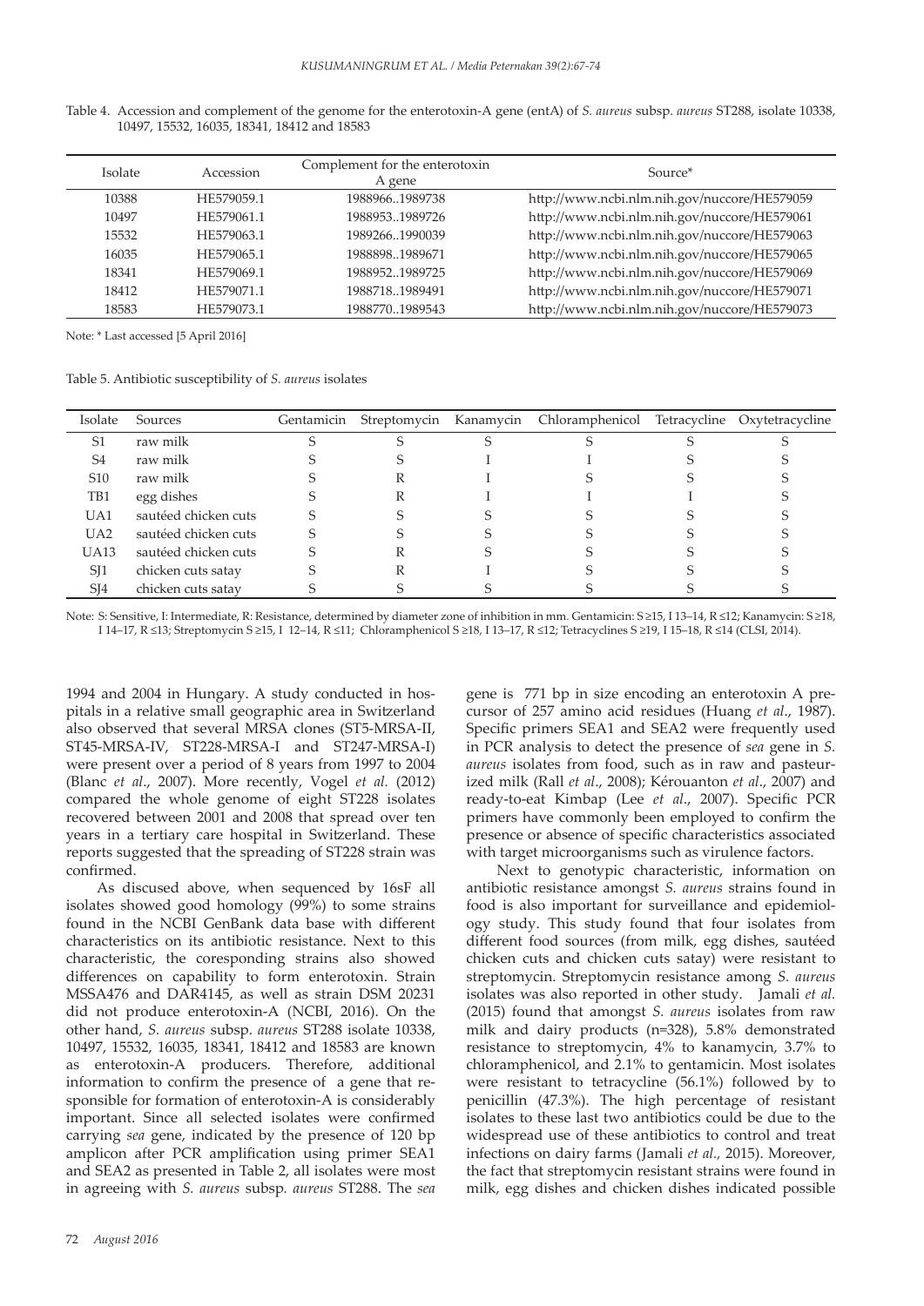Table 4. Accession and complement of the genome for the enterotoxin-A gene (entA) of *S. aureus* subsp. *aureus* ST288, isolate 10338, 10497, 15532, 16035, 18341, 18412 and 18583

| Isolate | Accession | Complement for the enterotoxin A gene | Source* |
|---|---|---|---|
| 10388 | HE579059.1 | 1988966..1989738 | http://www.ncbi.nlm.nih.gov/nuccore/HE579059 |
| 10497 | HE579061.1 | 1988953..1989726 | http://www.ncbi.nlm.nih.gov/nuccore/HE579061 |
| 15532 | HE579063.1 | 1989266..1990039 | http://www.ncbi.nlm.nih.gov/nuccore/HE579063 |
| 16035 | HE579065.1 | 1988898..1989671 | http://www.ncbi.nlm.nih.gov/nuccore/HE579065 |
| 18341 | HE579069.1 | 1988952..1989725 | http://www.ncbi.nlm.nih.gov/nuccore/HE579069 |
| 18412 | HE579071.1 | 1988718..1989491 | http://www.ncbi.nlm.nih.gov/nuccore/HE579071 |
| 18583 | HE579073.1 | 1988770..1989543 | http://www.ncbi.nlm.nih.gov/nuccore/HE579073 |

Note: * Last accessed [5 April 2016]

Table 5. Antibiotic susceptibility of *S. aureus* isolates

| Isolate | Sources | Gentamicin | Streptomycin | Kanamycin | Chloramphenicol | Tetracycline | Oxytetracycline |
|---|---|---|---|---|---|---|---|
| S1 | raw milk | S | S | S | S | S | S |
| S4 | raw milk | S | S | I | I | S | S |
| S10 | raw milk | S | R | I | S | S | S |
| TB1 | egg dishes | S | R | I | I | I | S |
| UA1 | sautéed chicken cuts | S | S | S | S | S | S |
| UA2 | sautéed chicken cuts | S | S | S | S | S | S |
| UA13 | sautéed chicken cuts | S | R | S | S | S | S |
| SJ1 | chicken cuts satay | S | R | I | S | S | S |
| SJ4 | chicken cuts satay | S | S | S | S | S | S |

Note: S: Sensitive, I: Intermediate, R: Resistance, determined by diameter zone of inhibition in mm. Gentamicin: S ≥15, I 13–14, R ≤12; Kanamycin: S ≥18, I 14–17, R ≤13; Streptomycin S ≥15, I 12–14, R ≤11; Chloramphenicol S ≥18, I 13–17, R ≤12; Tetracyclines S ≥19, I 15–18, R ≤14 (CLSI, 2014).

1994 and 2004 in Hungary. A study conducted in hospitals in a relative small geographic area in Switzerland also observed that several MRSA clones (ST5-MRSA-II, ST45-MRSA-IV, ST228-MRSA-I and ST247-MRSA-I) were present over a period of 8 years from 1997 to 2004 (Blanc *et al*., 2007). More recently, Vogel *et al.* (2012) compared the whole genome of eight ST228 isolates recovered between 2001 and 2008 that spread over ten years in a tertiary care hospital in Switzerland. These reports suggested that the spreading of ST228 strain was confirmed.

As discused above, when sequenced by 16sF all isolates showed good homology (99%) to some strains found in the NCBI GenBank data base with different characteristics on its antibiotic resistance. Next to this characteristic, the coresponding strains also showed differences on capability to form enterotoxin. Strain MSSA476 and DAR4145, as well as strain DSM 20231 did not produce enterotoxin-A (NCBI, 2016). On the other hand, *S. aureus* subsp. *aureus* ST288 isolate 10338, 10497, 15532, 16035, 18341, 18412 and 18583 are known as enterotoxin-A producers. Therefore, additional information to confirm the presence of a gene that responsible for formation of enterotoxin-A is considerably important. Since all selected isolates were confirmed carrying *sea* gene, indicated by the presence of 120 bp amplicon after PCR amplification using primer SEA1 and SEA2 as presented in Table 2, all isolates were most in agreeing with *S. aureus* subsp*. aureus* ST288. The *sea* gene is 771 bp in size encoding an enterotoxin A precursor of 257 amino acid residues (Huang *et al*., 1987). Specific primers SEA1 and SEA2 were frequently used in PCR analysis to detect the presence of *sea* gene in *S. aureus* isolates from food, such as in raw and pasteurized milk (Rall *et al*., 2008); Kérouanton *et al*., 2007) and ready-to-eat Kimbap (Lee *et al*., 2007). Specific PCR primers have commonly been employed to confirm the presence or absence of specific characteristics associated with target microorganisms such as virulence factors.

Next to genotypic characteristic, information on antibiotic resistance amongst *S. aureus* strains found in food is also important for surveillance and epidemiology study. This study found that four isolates from different food sources (from milk, egg dishes, sautéed chicken cuts and chicken cuts satay) were resistant to streptomycin. Streptomycin resistance among *S. aureus* isolates was also reported in other study. Jamali *et al.* (2015) found that amongst *S. aureus* isolates from raw milk and dairy products (n=328), 5.8% demonstrated resistance to streptomycin, 4% to kanamycin, 3.7% to chloramphenicol, and 2.1% to gentamicin. Most isolates were resistant to tetracycline (56.1%) followed by to penicillin (47.3%). The high percentage of resistant isolates to these last two antibiotics could be due to the widespread use of these antibiotics to control and treat infections on dairy farms (Jamali *et al.,* 2015). Moreover, the fact that streptomycin resistant strains were found in milk, egg dishes and chicken dishes indicated possible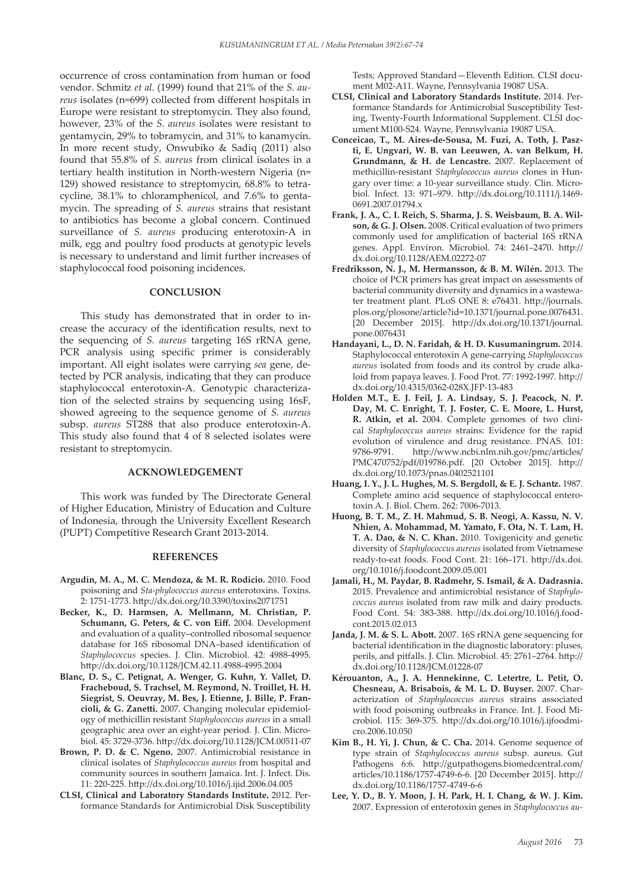occurrence of cross contamination from human or food vendor. Schmitz *et al.* (1999) found that 21% of the *S. aureus* isolates (n=699) collected from different hospitals in Europe were resistant to streptomycin. They also found, however, 23% of the *S. aureus* isolates were resistant to gentamycin, 29% to tobramycin, and 31% to kanamycin. In more recent study, Onwubiko & Sadiq (2011) also found that 55.8% of *S. aureus* from clinical isolates in a tertiary health institution in North-western Nigeria (n= 129) showed resistance to streptomycin, 68.8% to tetracycline, 38.1% to chloramphenicol, and 7.6% to gentamycin. The spreading of *S. aureus* strains that resistant to antibiotics has become a global concern. Continued surveillance of *S. aureus* producing enterotoxin-A in milk, egg and poultry food products at genotypic levels is necessary to understand and limit further increases of staphylococcal food poisoning incidences.

## CONCLUSION

This study has demonstrated that in order to increase the accuracy of the identification results, next to the sequencing of *S. aureus* targeting 16S rRNA gene, PCR analysis using specific primer is considerably important. All eight isolates were carrying *sea* gene, detected by PCR analysis, indicating that they can produce staphylococcal enterotoxin-A. Genotypic characterization of the selected strains by sequencing using 16sF, showed agreeing to the sequence genome of *S. aureus* subsp. *aureus* ST288 that also produce enterotoxin-A. This study also found that 4 of 8 selected isolates were resistant to streptomycin.

## ACKNOWLEDGEMENT

This work was funded by The Directorate General of Higher Education, Ministry of Education and Culture of Indonesia, through the University Excellent Research (PUPT) Competitive Research Grant 2013-2014.

## REFERENCES

**Argudín, M. A., M. C. Mendoza, & M. R. Rodicio.** 2010. Food poisoning and *Sta-phylococcus aureus* enterotoxins. Toxins. 2: 1751-1773. http://dx.doi.org/10.3390/toxins2071751

**Becker, K., D. Harmsen, A. Mellmann, M. Christian, P. Schumann, G. Peters, & C. von Eiff.** 2004. Development and evaluation of a quality–controlled ribosomal sequence database for 16S ribosomal DNA–based identification of *Staphylococcus* species. J. Clin. Microbiol. 42: 4988-4995. http://dx.doi.org/10.1128/JCM.42.11.4988-4995.2004

**Blanc, D. S., C. Petignat, A. Wenger, G. Kuhn, Y. Vallet, D. Fracheboud, S. Trachsel, M. Reymond, N. Troillet, H. H. Siegrist, S. Oeuvray, M. Bes, J. Etienne, J. Bille, P. Francioli, & G. Zanetti.** 2007. Changing molecular epidemiology of methicillin resistant *Staphylococcus aureus* in a small geographic area over an eight-year period. J. Clin. Microbiol. 45: 3729-3736. http://dx.doi.org/10.1128/JCM.00511-07

**Brown, P. D. & C. Ngeno.** 2007. Antimicrobial resistance in clinical isolates of *Staphylococcus aureus* from hospital and community sources in southern Jamaica. Int. J. Infect. Dis. 11: 220-225. http://dx.doi.org/10.1016/j.ijid.2006.04.005

**CLSI, Clinical and Laboratory Standards Institute.** 2012. Performance Standards for Antimicrobial Disk Susceptibility Tests; Approved Standard—Eleventh Edition. CLSI document M02-A11. Wayne, Pennsylvania 19087 USA.

**CLSI, Clinical and Laboratory Standards Institute.** 2014. Performance Standards for Antimicrobial Susceptibility Testing, Twenty-Fourth Informational Supplement. CLSI document M100-S24. Wayne, Pennsylvania 19087 USA.

**Conceicao, T., M. Aires-de-Sousa, M. Fuzi, A. Toth, J. Paszti, E. Ungvari, W. B. van Leeuwen, A. van Belkum, H. Grundmann, & H. de Lencastre.** 2007. Replacement of methicillin-resistant *Staphylococcus aureus* clones in Hungary over time: a 10-year surveillance study. Clin. Microbiol. Infect. 13: 971–979. http://dx.doi.org/10.1111/j.1469-0691.2007.01794.x

**Frank, J. A., C. I. Reich, S. Sharma, J. S. Weisbaum, B. A. Wilson, & G. J. Olsen.** 2008. Critical evaluation of two primers commonly used for amplification of bacterial 16S rRNA genes. Appl. Environ. Microbiol. 74: 2461–2470. http://dx.doi.org/10.1128/AEM.02272-07

**Fredriksson, N. J., M. Hermansson, & B. M. Wilén.** 2013. The choice of PCR primers has great impact on assessments of bacterial community diversity and dynamics in a wastewater treatment plant. PLoS ONE 8: e76431. http://journals.plos.org/plosone/article?id=10.1371/journal.pone.0076431. [20 December 2015]. http://dx.doi.org/10.1371/journal.pone.0076431

**Handayani, L., D. N. Faridah, & H. D. Kusumaningrum.** 2014. Staphylococcal enterotoxin A gene-carrying *Staphylococcus aureus* isolated from foods and its control by crude alkaloid from papaya leaves. J. Food Prot. 77: 1992-1997. http://dx.doi.org/10.4315/0362-028X.JFP-13-483

**Holden M.T., E. J. Feil, J. A. Lindsay, S. J. Peacock, N. P. Day, M. C. Enright, T. J. Foster, C. E. Moore, L. Hurst, R. Atkin, et al.** 2004. Complete genomes of two clinical *Staphylococcus aureus* strains: Evidence for the rapid evolution of virulence and drug resistance. PNAS. 101: 9786-9791. http://www.ncbi.nlm.nih.gov/pmc/articles/PMC470752/pdf/019786.pdf. [20 October 2015]. http://dx.doi.org/10.1073/pnas.0402521101

**Huang, I. Y., J. L. Hughes, M. S. Bergdoll, & E. J. Schantz.** 1987. Complete amino acid sequence of staphylococcal enterotoxin A. J. Biol. Chem. 262: 7006-7013.

**Huong, B. T. M., Z. H. Mahmud, S. B. Neogi, A. Kassu, N. V. Nhien, A. Mohammad, M. Yamato, F. Ota, N. T. Lam, H. T. A. Dao, & N. C. Khan.** 2010. Toxigenicity and genetic diversity of *Staphylococcus aureus* isolated from Vietnamese ready-to-eat foods. Food Cont. 21: 166–171. http://dx.doi.org/10.1016/j.foodcont.2009.05.001

**Jamali, H., M. Paydar, B. Radmehr, S. Ismail, & A. Dadrasnia.** 2015. Prevalence and antimicrobial resistance of *Staphylococcus aureus* isolated from raw milk and dairy products. Food Cont. 54: 383-388. http://dx.doi.org/10.1016/j.foodcont.2015.02.013

**Janda, J. M. & S. L. Abott.** 2007. 16S rRNA gene sequencing for bacterial identification in the diagnostic laboratory: pluses, perils, and pitfalls. J. Clin. Microbiol. 45: 2761–2764. http://dx.doi.org/10.1128/JCM.01228-07

**Kérouanton, A., J. A. Hennekinne, C. Letertre, L. Petit, O. Chesneau, A. Brisabois, & M. L. D. Buyser.** 2007. Characterization of *Staphylococcus aureus* strains associated with food poisoning outbreaks in France. Int. J. Food Microbiol. 115: 369-375. http://dx.doi.org/10.1016/j.ijfoodmicro.2006.10.050

**Kim B., H. Yi, J. Chun, & C. Cha.** 2014. Genome sequence of type strain of *Staphylococcus aureus* subsp. aureus. Gut Pathogens 6:6. http://gutpathogens.biomedcentral.com/articles/10.1186/1757-4749-6-6. [20 December 2015]. http://dx.doi.org/10.1186/1757-4749-6-6

**Lee, Y. D., B. Y. Moon, J. H. Park, H. I. Chang, & W. J. Kim.** 2007. Expression of enterotoxin genes in *Staphylococcus au-*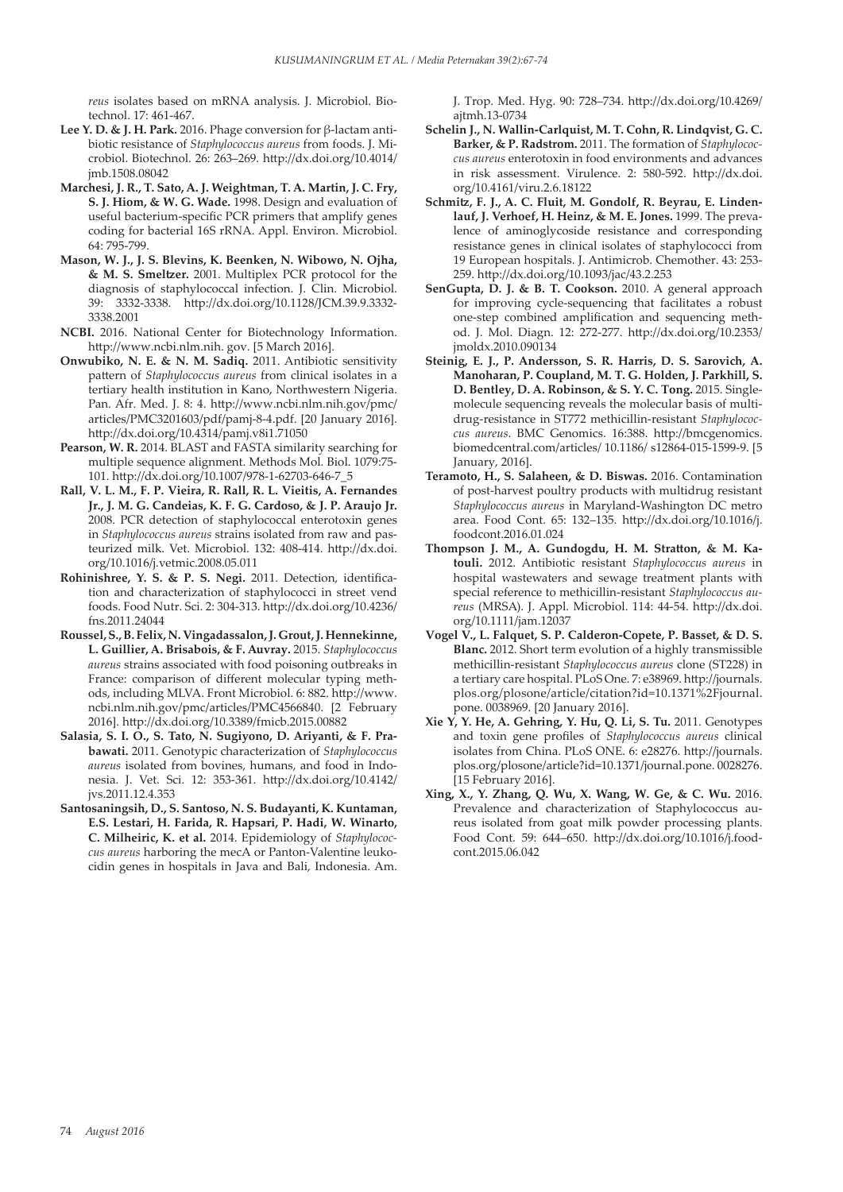*reus* isolates based on mRNA analysis. J. Microbiol. Biotechnol. 17: 461-467.

**Lee Y. D. & J. H. Park.** 2016. Phage conversion for β-lactam antibiotic resistance of *Staphylococcus aureus* from foods. J. Microbiol. Biotechnol. 26: 263–269. http://dx.doi.org/10.4014/jmb.1508.08042

**Marchesi, J. R., T. Sato, A. J. Weightman, T. A. Martin, J. C. Fry, S. J. Hiom, & W. G. Wade.** 1998. Design and evaluation of useful bacterium-specific PCR primers that amplify genes coding for bacterial 16S rRNA. Appl. Environ. Microbiol. 64: 795-799.

**Mason, W. J., J. S. Blevins, K. Beenken, N. Wibowo, N. Ojha, & M. S. Smeltzer.** 2001. Multiplex PCR protocol for the diagnosis of staphylococcal infection. J. Clin. Microbiol. 39: 3332-3338. http://dx.doi.org/10.1128/JCM.39.9.3332-3338.2001

**NCBI.** 2016. National Center for Biotechnology Information. http://www.ncbi.nlm.nih. gov. [5 March 2016].

**Onwubiko, N. E. & N. M. Sadiq.** 2011. Antibiotic sensitivity pattern of *Staphylococcus aureus* from clinical isolates in a tertiary health institution in Kano, Northwestern Nigeria. Pan. Afr. Med. J. 8: 4. http://www.ncbi.nlm.nih.gov/pmc/articles/PMC3201603/pdf/pamj-8-4.pdf. [20 January 2016]. http://dx.doi.org/10.4314/pamj.v8i1.71050

**Pearson, W. R.** 2014. BLAST and FASTA similarity searching for multiple sequence alignment. Methods Mol. Biol. 1079:75-101. http://dx.doi.org/10.1007/978-1-62703-646-7_5

**Rall, V. L. M., F. P. Vieira, R. Rall, R. L. Vieitis, A. Fernandes Jr., J. M. G. Candeias, K. F. G. Cardoso, & J. P. Araujo Jr.** 2008. PCR detection of staphylococcal enterotoxin genes in *Staphylococcus aureus* strains isolated from raw and pasteurized milk. Vet. Microbiol. 132: 408-414. http://dx.doi.org/10.1016/j.vetmic.2008.05.011

**Rohinishree, Y. S. & P. S. Negi.** 2011. Detection, identification and characterization of staphylococci in street vend foods. Food Nutr. Sci. 2: 304-313. http://dx.doi.org/10.4236/fns.2011.24044

**Roussel, S., B. Felix, N. Vingadassalon, J. Grout, J. Hennekinne, L. Guillier, A. Brisabois, & F. Auvray.** 2015. *Staphylococcus aureus* strains associated with food poisoning outbreaks in France: comparison of different molecular typing methods, including MLVA. Front Microbiol. 6: 882. http://www.ncbi.nlm.nih.gov/pmc/articles/PMC4566840. [2 February 2016]. http://dx.doi.org/10.3389/fmicb.2015.00882

**Salasia, S. I. O., S. Tato, N. Sugiyono, D. Ariyanti, & F. Prabawati.** 2011. Genotypic characterization of *Staphylococcus aureus* isolated from bovines, humans, and food in Indonesia. J. Vet. Sci. 12: 353-361. http://dx.doi.org/10.4142/jvs.2011.12.4.353

**Santosaningsih, D., S. Santoso, N. S. Budayanti, K. Kuntaman, E.S. Lestari, H. Farida, R. Hapsari, P. Hadi, W. Winarto, C. Milheiric, K. et al.** 2014. Epidemiology of *Staphylococcus aureus* harboring the mecA or Panton-Valentine leukocidin genes in hospitals in Java and Bali, Indonesia. Am. J. Trop. Med. Hyg. 90: 728–734. http://dx.doi.org/10.4269/ajtmh.13-0734

**Schelin J., N. Wallin-Carlquist, M. T. Cohn, R. Lindqvist, G. C. Barker, & P. Radstrom.** 2011. The formation of *Staphylococcus aureus* enterotoxin in food environments and advances in risk assessment. Virulence. 2: 580-592. http://dx.doi.org/10.4161/viru.2.6.18122

**Schmitz, F. J., A. C. Fluit, M. Gondolf, R. Beyrau, E. Lindenlauf, J. Verhoef, H. Heinz, & M. E. Jones.** 1999. The prevalence of aminoglycoside resistance and corresponding resistance genes in clinical isolates of staphylococci from 19 European hospitals. J. Antimicrob. Chemother. 43: 253-259. http://dx.doi.org/10.1093/jac/43.2.253

**SenGupta, D. J. & B. T. Cookson.** 2010. A general approach for improving cycle-sequencing that facilitates a robust one-step combined amplification and sequencing method. J. Mol. Diagn. 12: 272-277. http://dx.doi.org/10.2353/jmoldx.2010.090134

**Steinig, E. J., P. Andersson, S. R. Harris, D. S. Sarovich, A. Manoharan, P. Coupland, M. T. G. Holden, J. Parkhill, S. D. Bentley, D. A. Robinson, & S. Y. C. Tong.** 2015. Single-molecule sequencing reveals the molecular basis of multidrug-resistance in ST772 methicillin-resistant *Staphylococcus aureus*. BMC Genomics. 16:388. http://bmcgenomics.biomedcentral.com/articles/ 10.1186/ s12864-015-1599-9. [5 January, 2016].

**Teramoto, H., S. Salaheen, & D. Biswas.** 2016. Contamination of post-harvest poultry products with multidrug resistant *Staphylococcus aureus* in Maryland-Washington DC metro area. Food Cont. 65: 132–135. http://dx.doi.org/10.1016/j.foodcont.2016.01.024

**Thompson J. M., A. Gundogdu, H. M. Stratton, & M. Katouli.** 2012. Antibiotic resistant *Staphylococcus aureus* in hospital wastewaters and sewage treatment plants with special reference to methicillin-resistant *Staphylococcus aureus* (MRSA). J. Appl. Microbiol. 114: 44-54. http://dx.doi.org/10.1111/jam.12037

**Vogel V., L. Falquet, S. P. Calderon-Copete, P. Basset, & D. S. Blanc.** 2012. Short term evolution of a highly transmissible methicillin-resistant *Staphylococcus aureus* clone (ST228) in a tertiary care hospital. PLoS One. 7: e38969. http://journals.plos.org/plosone/article/citation?id=10.1371%2Fjournal.pone. 0038969. [20 January 2016].

**Xie Y, Y. He, A. Gehring, Y. Hu, Q. Li, S. Tu.** 2011. Genotypes and toxin gene profiles of *Staphylococcus aureus* clinical isolates from China. PLoS ONE. 6: e28276. http://journals.plos.org/plosone/article?id=10.1371/journal.pone. 0028276. [15 February 2016].

**Xing, X., Y. Zhang, Q. Wu, X. Wang, W. Ge, & C. Wu.** 2016. Prevalence and characterization of Staphylococcus aureus isolated from goat milk powder processing plants. Food Cont. 59: 644–650. http://dx.doi.org/10.1016/j.foodcont.2015.06.042